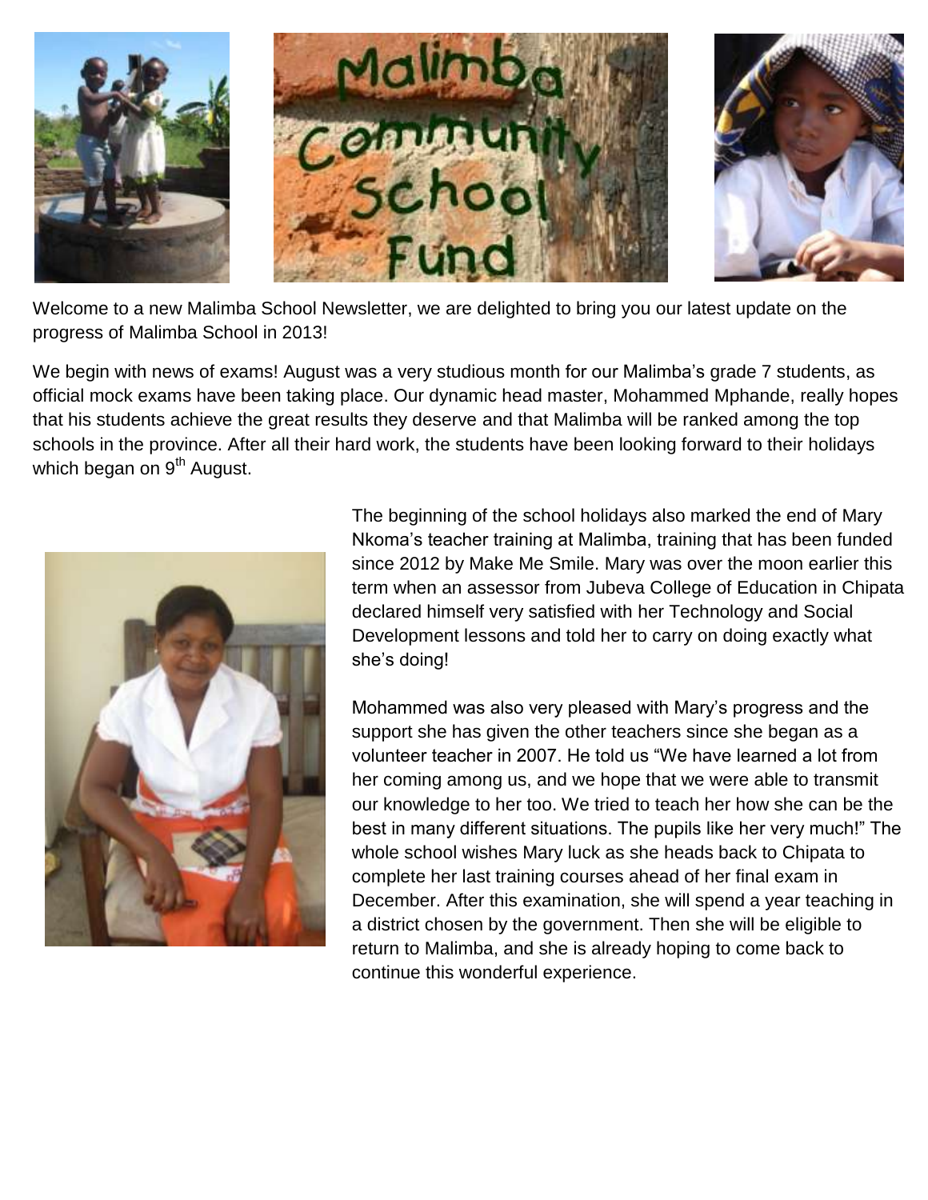Welcome to a new Malimba School Newsletter, we are delighted to bring you our latest update on the progress of Malimba School in 2013!

We begin with news of exams! August was a very studious month for our Malimba's grade 7 students, as official mock exams have been taking place. Our dynamic head master, Mohammed Mphande, really hopes that his students achieve the great results they deserve and that Malimba will be ranked among the top schools in the province. After all their hard work, the students have been looking forward to their holidays which began on 9th August.

The beginning of the school holidays also marked the end of Mary Nkoma's teacher training at Malimba, training that has been funded since 2012 by Make Me Smile. Mary was over the moon earlier this term when an assessor from Jubeva College of Education in Chipata declared himself very satisfied with her Technology and Social Development lessons and told her to carry on doing exactly what she's doing!

Mohammed was also very pleased with Mary's progress and the support she has given the other teachers since she began as a volunteer teacher in 2007. He told us "We have learned a lot from her coming among us, and we hope that we were able to transmit our knowledge to her too. We tried to teach her how she can be the best in many different situations. The pupils like her very much!" The whole school wishes Mary luck as she heads back to Chipata to complete her last training courses ahead of her final exam in December. After this examination, she will spend a year teaching in a district chosen by the government. Then she will be eligible to return to Malimba, and she is already hoping to come back to continue this wonderful experience.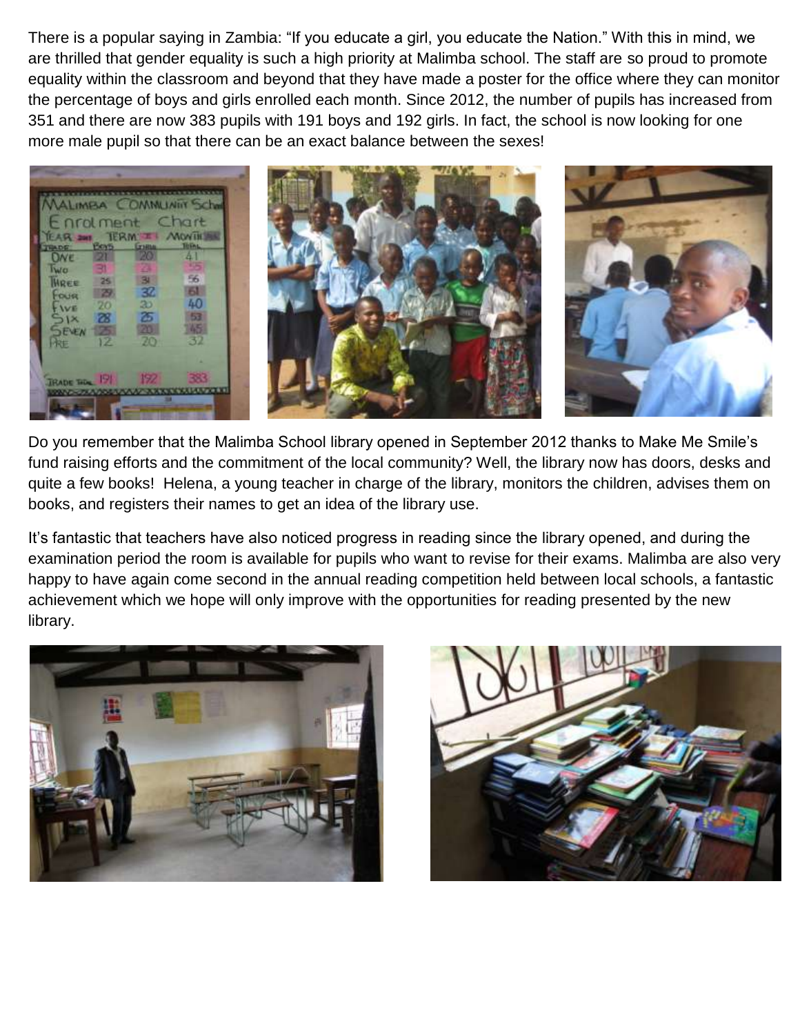There is a popular saying in Zambia: "If you educate a girl, you educate the Nation." With this in mind, we are thrilled that gender equality is such a high priority at Malimba school. The staff are so proud to promote equality within the classroom and beyond that they have made a poster for the office where they can monitor the percentage of boys and girls enrolled each month. Since 2012, the number of pupils has increased from 351 and there are now 383 pupils with 191 boys and 192 girls. In fact, the school is now looking for one more male pupil so that there can be an exact balance between the sexes!

Do you remember that the Malimba School library opened in September 2012 thanks to Make Me Smile's fund raising efforts and the commitment of the local community? Well, the library now has doors, desks and quite a few books! Helena, a young teacher in charge of the library, monitors the children, advises them on books, and registers their names to get an idea of the library use.

It's fantastic that teachers have also noticed progress in reading since the library opened, and during the examination period the room is available for pupils who want to revise for their exams. Malimba are also very happy to have again come second in the annual reading competition held between local schools, a fantastic achievement which we hope will only improve with the opportunities for reading presented by the new library.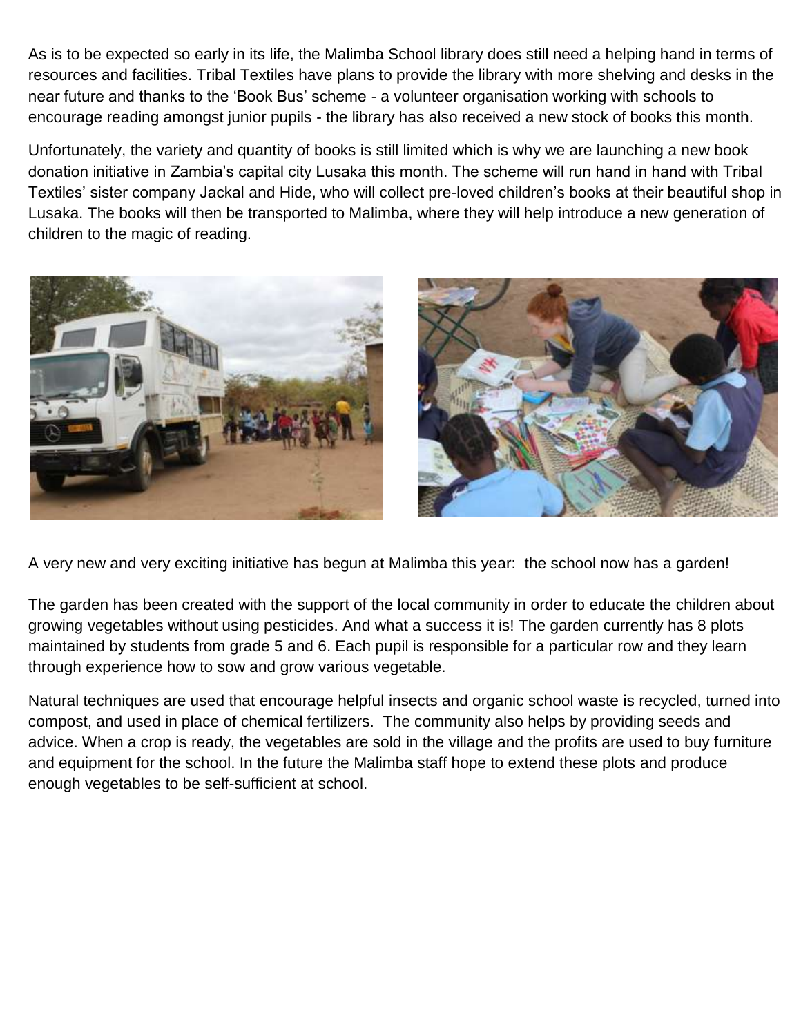As is to be expected so early in its life, the Malimba School library does still need a helping hand in terms of resources and facilities. Tribal Textiles have plans to provide the library with more shelving and desks in the near future and thanks to the 'Book Bus' scheme - a volunteer organisation working with schools to encourage reading amongst junior pupils - the library has also received a new stock of books this month.

Unfortunately, the variety and quantity of books is still limited which is why we are launching a new book donation initiative in Zambia's capital city Lusaka this month. The scheme will run hand in hand with Tribal Textiles' sister company Jackal and Hide, who will collect pre-loved children's books at their beautiful shop in Lusaka. The books will then be transported to Malimba, where they will help introduce a new generation of children to the magic of reading.

A very new and very exciting initiative has begun at Malimba this year: the school now has a garden!

The garden has been created with the support of the local community in order to educate the children about growing vegetables without using pesticides. And what a success it is! The garden currently has 8 plots maintained by students from grade 5 and 6. Each pupil is responsible for a particular row and they learn through experience how to sow and grow various vegetable.

Natural techniques are used that encourage helpful insects and organic school waste is recycled, turned into compost, and used in place of chemical fertilizers. The community also helps by providing seeds and advice. When a crop is ready, the vegetables are sold in the village and the profits are used to buy furniture and equipment for the school. In the future the Malimba staff hope to extend these plots and produce enough vegetables to be self-sufficient at school.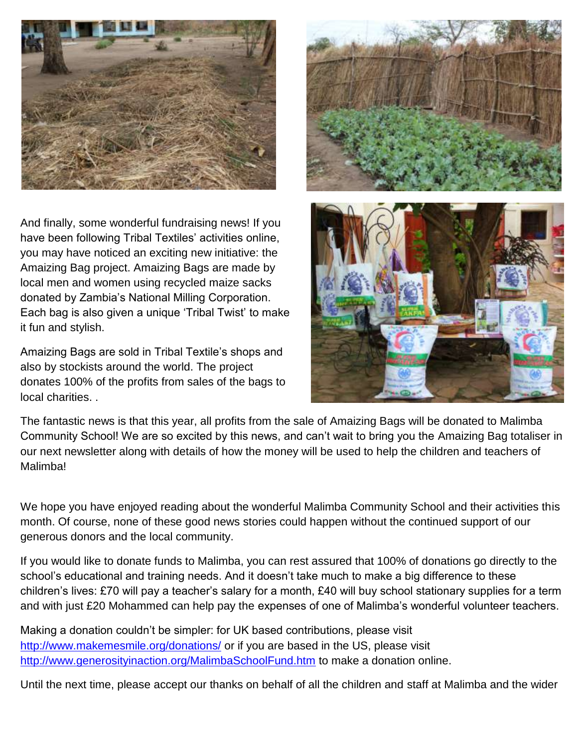And finally, some wonderful fundraising news! If you have been following Tribal Textiles' activities online, you may have noticed an exciting new initiative: the Amaizing Bag project. Amaizing Bags are made by local men and women using recycled maize sacks donated by Zambia's National Milling Corporation. Each bag is also given a unique 'Tribal Twist' to make it fun and stylish.

Amaizing Bags are sold in Tribal Textile's shops and also by stockists around the world. The project donates 100% of the profits from sales of the bags to local charities. .

The fantastic news is that this year, all profits from the sale of Amaizing Bags will be donated to Malimba Community School! We are so excited by this news, and can't wait to bring you the Amaizing Bag totaliser in our next newsletter along with details of how the money will be used to help the children and teachers of Malimba!

We hope you have enjoyed reading about the wonderful Malimba Community School and their activities this month. Of course, none of these good news stories could happen without the continued support of our generous donors and the local community.

If you would like to donate funds to Malimba, you can rest assured that 100% of donations go directly to the school's educational and training needs. And it doesn't take much to make a big difference to these children's lives: £70 will pay a teacher's salary for a month, £40 will buy school stationary supplies for a term and with just £20 Mohammed can help pay the expenses of one of Malimba's wonderful volunteer teachers.

Making a donation couldn't be simpler: for UK based contributions, please visit http://www.makemesmile.org/donations/ or if you are based in the US, please visit http://www.generosityinaction.org/MalimbaSchoolFund.htm to make a donation online.

Until the next time, please accept our thanks on behalf of all the children and staff at Malimba and the wider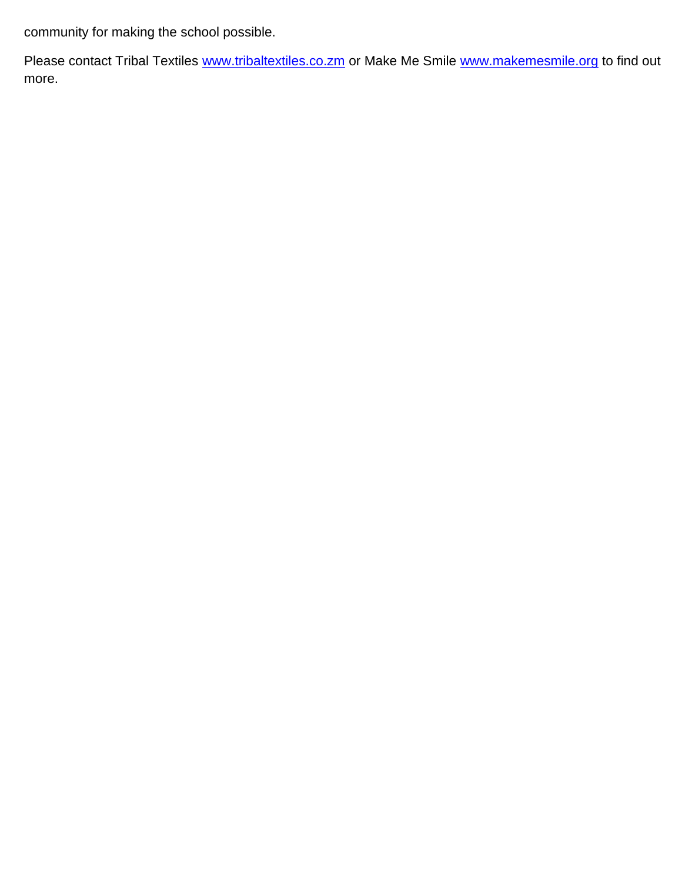community for making the school possible.

Please contact Tribal Textiles [www.tribaltextiles.co.zm](http://www.tribaltextiles.co.zm) or Make Me Smile [www.makemesmile.org](http://www.makemesmile.org) to find out more.